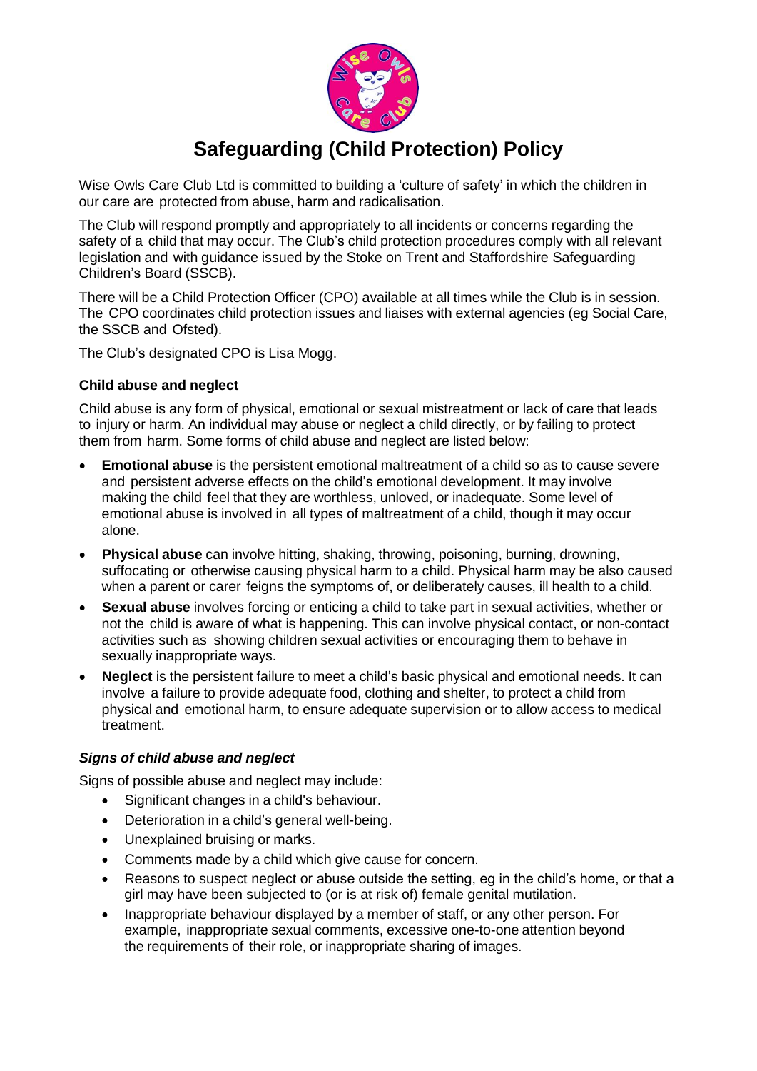# Safeguarding (Child Protection) Policy

Wise Owls Care Club Ltd is committed to building a 'culture of safety' in which the children in our care are protected from abuse, harm and radicalisation.

The Club will respond promptly and appropriately to all incidents or concerns regarding the safety of a child that may occur. The Club's child protection procedures comply with all relevant legislation and with guidance issued by the Stoke on Trent and Staffordshire Safeguarding Children's Board (SSCB).

There will be a Child Protection Officer (CPO) available at all times while the Club is in session. The CPO coordinates child protection issues and liaises with external agencies (eg Social Care, the SSCB and Ofsted).

The Club's designated CPO is Lisa Mogg.

### Child abuse and neglect

Child abuse is any form of physical, emotional or sexual mistreatment or lack of care that leads to injury or harm. An individual may abuse or neglect a child directly, or by failing to protect them from harm. Some forms of child abuse and neglect are listed below:

- **Emotional abuse** is the persistent emotional maltreatment of a child so as to cause severe and persistent adverse effects on the child's emotional development. It may involve making the child feel that they are worthless, unloved, or inadequate. Some level of emotional abuse is involved in all types of maltreatment of a child, though it may occur alone.
- **Physical abuse** can involve hitting, shaking, throwing, poisoning, burning, drowning, suffocating or otherwise causing physical harm to a child. Physical harm may be also caused when a parent or carer feigns the symptoms of, or deliberately causes, ill health to a child.
- **Sexual abuse** involves forcing or enticing a child to take part in sexual activities, whether or not the child is aware of what is happening. This can involve physical contact, or non-contact activities such as showing children sexual activities or encouraging them to behave in sexually inappropriate ways.
- **Neglect** is the persistent failure to meet a child's basic physical and emotional needs. It can involve a failure to provide adequate food, clothing and shelter, to protect a child from physical and emotional harm, to ensure adequate supervision or to allow access to medical treatment.

#### *Signs of child abuse and neglect*

Signs of possible abuse and neglect may include:

- Significant changes in a child's behaviour.
- Deterioration in a child's general well-being.
- Unexplained bruising or marks.
- Comments made by a child which give cause for concern.
- Reasons to suspect neglect or abuse outside the setting, eg in the child's home, or that a girl may have been subjected to (or is at risk of) female genital mutilation.
- Inappropriate behaviour displayed by a member of staff, or any other person. For example, inappropriate sexual comments, excessive one-to-one attention beyond the requirements of their role, or inappropriate sharing of images.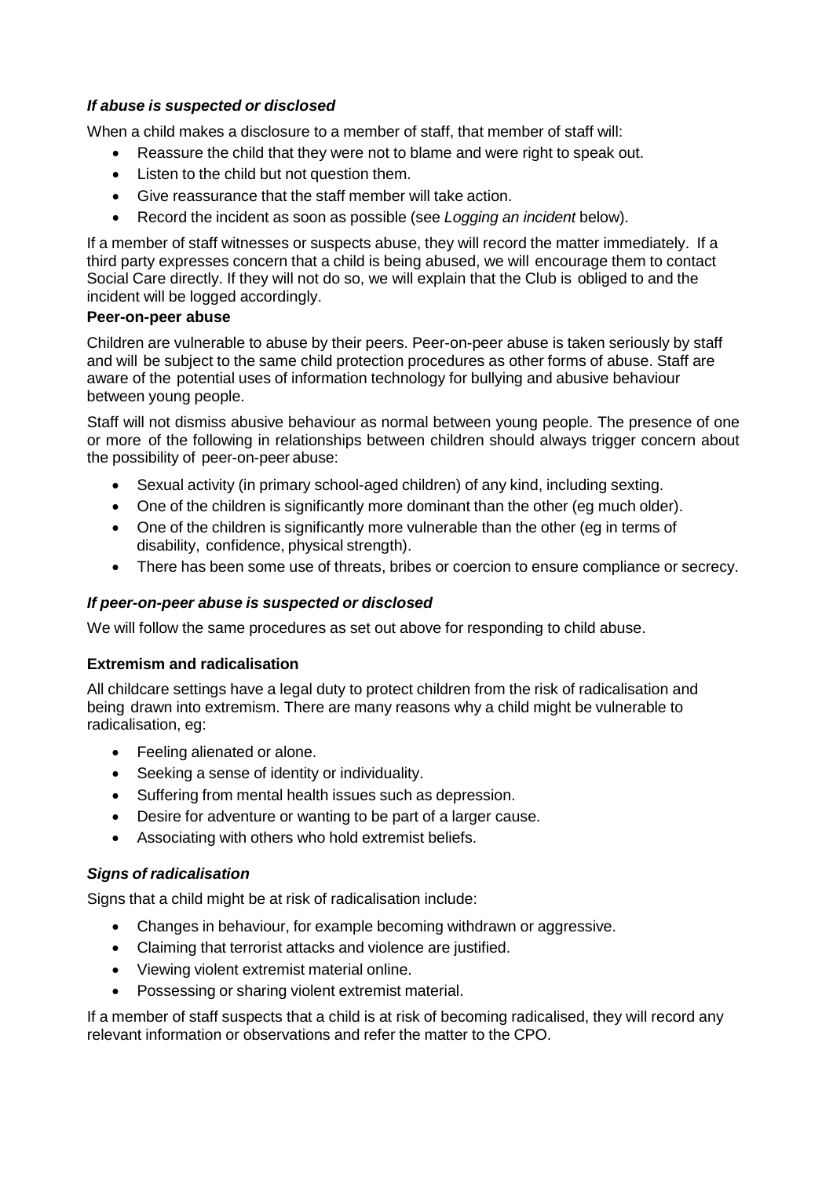### *If abuse is suspected or disclosed*

When a child makes a disclosure to a member of staff, that member of staff will:

- Reassure the child that they were not to blame and were right to speak out.
- Listen to the child but not question them.
- Give reassurance that the staff member will take action.
- Record the incident as soon as possible (see *Logging an incident* below).

If a member of staff witnesses or suspects abuse, they will record the matter immediately. If a third party expresses concern that a child is being abused, we will encourage them to contact Social Care directly. If they will not do so, we will explain that the Club is obliged to and the incident will be logged accordingly.

**Peer-on-peer abuse**

Children are vulnerable to abuse by their peers. Peer-on-peer abuse is taken seriously by staff and will be subject to the same child protection procedures as other forms of abuse. Staff are aware of the potential uses of information technology for bullying and abusive behaviour between young people.

Staff will not dismiss abusive behaviour as normal between young people. The presence of one or more of the following in relationships between children should always trigger concern about the possibility of peer-on-peer abuse:

- Sexual activity (in primary school-aged children) of any kind, including sexting.
- One of the children is significantly more dominant than the other (eg much older).
- One of the children is significantly more vulnerable than the other (eg in terms of disability, confidence, physical strength).
- There has been some use of threats, bribes or coercion to ensure compliance or secrecy.

### *If peer-on-peer abuse is suspected or disclosed*

We will follow the same procedures as set out above for responding to child abuse.

**Extremism and radicalisation**

All childcare settings have a legal duty to protect children from the risk of radicalisation and being drawn into extremism. There are many reasons why a child might be vulnerable to radicalisation, eg:

- Feeling alienated or alone.
- Seeking a sense of identity or individuality.
- Suffering from mental health issues such as depression.
- Desire for adventure or wanting to be part of a larger cause.
- Associating with others who hold extremist beliefs.

### *Signs of radicalisation*

Signs that a child might be at risk of radicalisation include:

- Changes in behaviour, for example becoming withdrawn or aggressive.
- Claiming that terrorist attacks and violence are justified.
- Viewing violent extremist material online.
- Possessing or sharing violent extremist material.

If a member of staff suspects that a child is at risk of becoming radicalised, they will record any relevant information or observations and refer the matter to the CPO.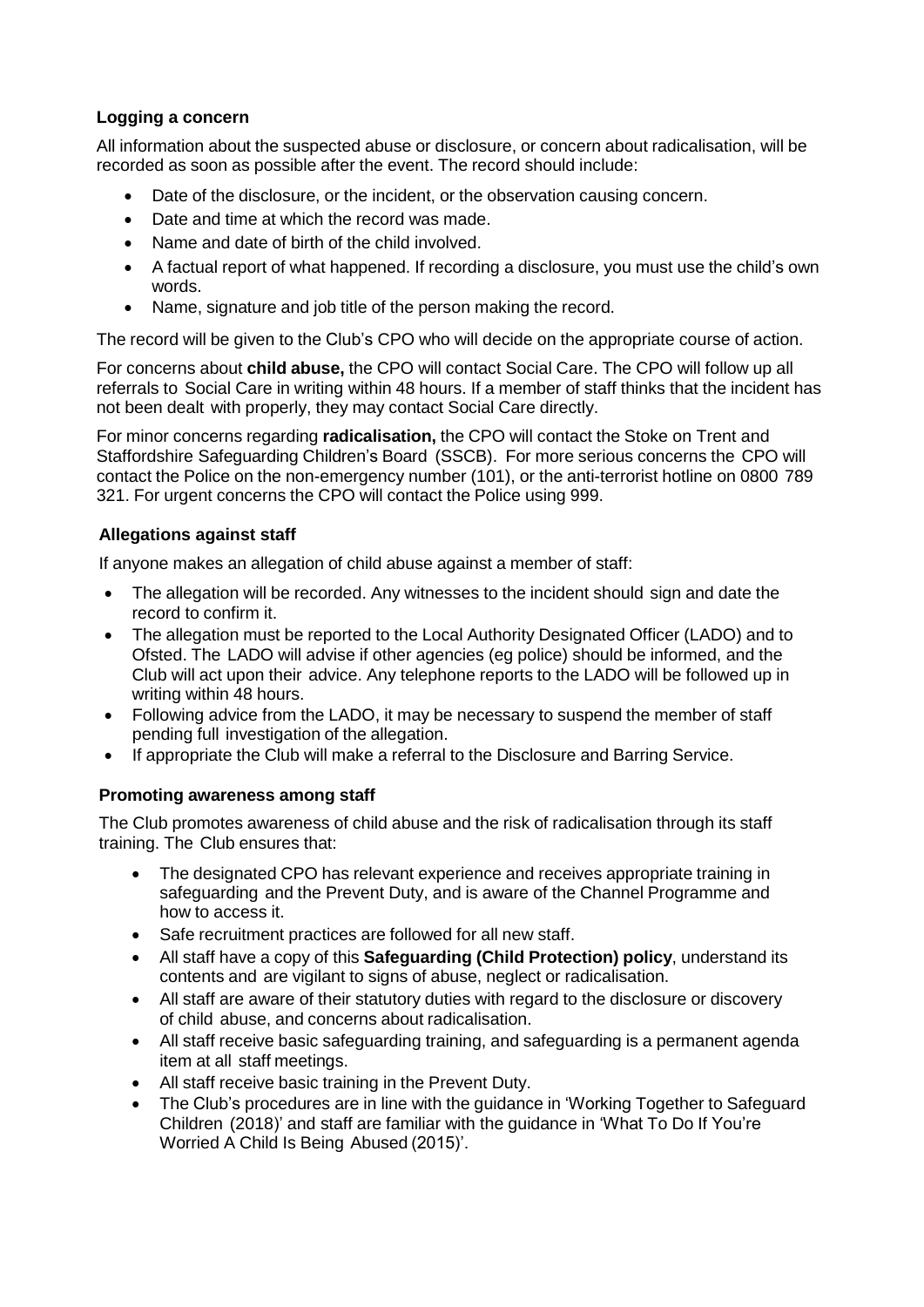### Logging a concern

All information about the suspected abuse or disclosure, or concern about radicalisation, will be recorded as soon as possible after the event. The record should include:

- Date of the disclosure, or the incident, or the observation causing concern.
- Date and time at which the record was made.
- Name and date of birth of the child involved.
- A factual report of what happened. If recording a disclosure, you must use the child's own words.
- Name, signature and job title of the person making the record.

The record will be given to the Club's CPO who will decide on the appropriate course of action.

For concerns about **child abuse,** the CPO will contact Social Care. The CPO will follow up all referrals to Social Care in writing within 48 hours. If a member of staff thinks that the incident has not been dealt with properly, they may contact Social Care directly.

For minor concerns regarding **radicalisation,** the CPO will contact the Stoke on Trent and Staffordshire Safeguarding Children's Board (SSCB). For more serious concerns the CPO will contact the Police on the non-emergency number (101), or the anti-terrorist hotline on 0800 789 321. For urgent concerns the CPO will contact the Police using 999.

### Allegations against staff

If anyone makes an allegation of child abuse against a member of staff:

- The allegation will be recorded. Any witnesses to the incident should sign and date the record to confirm it.
- The allegation must be reported to the Local Authority Designated Officer (LADO) and to Ofsted. The LADO will advise if other agencies (eg police) should be informed, and the Club will act upon their advice. Any telephone reports to the LADO will be followed up in writing within 48 hours.
- Following advice from the LADO, it may be necessary to suspend the member of staff pending full investigation of the allegation.
- If appropriate the Club will make a referral to the Disclosure and Barring Service.

### Promoting awareness among staff

The Club promotes awareness of child abuse and the risk of radicalisation through its staff training. The Club ensures that:

- The designated CPO has relevant experience and receives appropriate training in safeguarding and the Prevent Duty, and is aware of the Channel Programme and how to access it.
- Safe recruitment practices are followed for all new staff.
- All staff have a copy of this **Safeguarding (Child Protection) policy**, understand its contents and are vigilant to signs of abuse, neglect or radicalisation.
- All staff are aware of their statutory duties with regard to the disclosure or discovery of child abuse, and concerns about radicalisation.
- All staff receive basic safeguarding training, and safeguarding is a permanent agenda item at all staff meetings.
- All staff receive basic training in the Prevent Duty.
- The Club's procedures are in line with the guidance in 'Working Together to Safeguard Children (2018)' and staff are familiar with the guidance in 'What To Do If You're Worried A Child Is Being Abused (2015)'.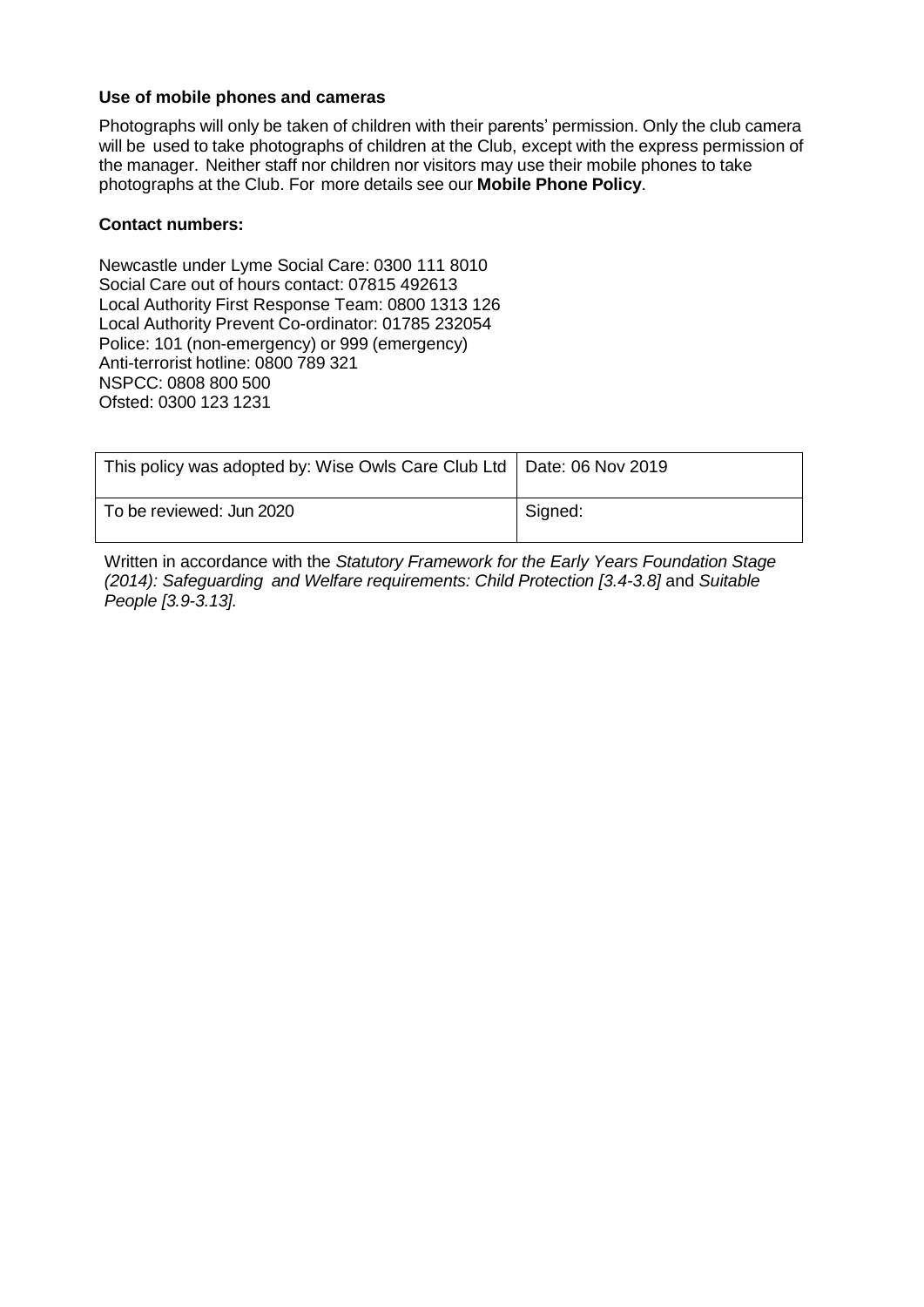**Use of mobile phones and cameras**

Photographs will only be taken of children with their parents' permission. Only the club camera will be used to take photographs of children at the Club, except with the express permission of the manager. Neither staff nor children nor visitors may use their mobile phones to take photographs at the Club. For more details see our **Mobile Phone Policy**.

**Contact numbers:**

Newcastle under Lyme Social Care: 0300 111 8010
Social Care out of hours contact: 07815 492613
Local Authority First Response Team: 0800 1313 126
Local Authority Prevent Co-ordinator: 01785 232054
Police: 101 (non-emergency) or 999 (emergency)
Anti-terrorist hotline: 0800 789 321
NSPCC: 0808 800 500
Ofsted: 0300 123 1231

| | |
|---|---|
| This policy was adopted by: Wise Owls Care Club Ltd | Date: 06 Nov 2019 |
| To be reviewed: Jun 2020 | Signed: |

Written in accordance with the *Statutory Framework for the Early Years Foundation Stage (2014): Safeguarding and Welfare requirements: Child Protection [3.4-3.8]* and *Suitable People [3.9-3.13].*